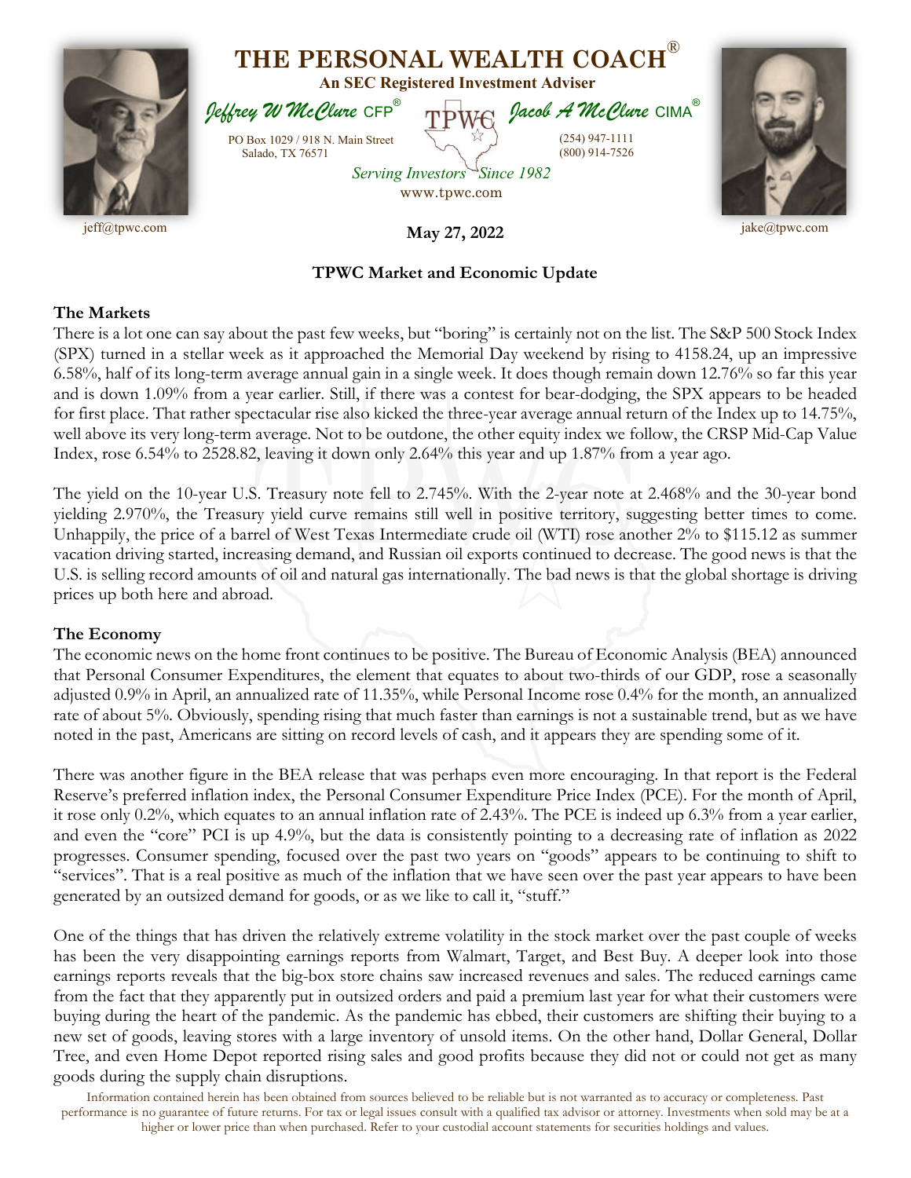# THE PERSONAL WEALTH COACH®

**An SEC Registered Investment Adviser**

*Jeffrey W McClure* CFP® | *Jacob A McClure* CIMA®

PO Box 1029 / 918 N. Main Street
Salado, TX 76571

(254) 947-1111
(800) 914-7526

*Serving Investors Since 1982*

www.tpwc.com

jeff@tpwc.com | jake@tpwc.com

**May 27, 2022**

## TPWC Market and Economic Update

### The Markets

There is a lot one can say about the past few weeks, but "boring" is certainly not on the list. The S&P 500 Stock Index (SPX) turned in a stellar week as it approached the Memorial Day weekend by rising to 4158.24, up an impressive 6.58%, half of its long-term average annual gain in a single week. It does though remain down 12.76% so far this year and is down 1.09% from a year earlier. Still, if there was a contest for bear-dodging, the SPX appears to be headed for first place. That rather spectacular rise also kicked the three-year average annual return of the Index up to 14.75%, well above its very long-term average. Not to be outdone, the other equity index we follow, the CRSP Mid-Cap Value Index, rose 6.54% to 2528.82, leaving it down only 2.64% this year and up 1.87% from a year ago.

The yield on the 10-year U.S. Treasury note fell to 2.745%. With the 2-year note at 2.468% and the 30-year bond yielding 2.970%, the Treasury yield curve remains still well in positive territory, suggesting better times to come. Unhappily, the price of a barrel of West Texas Intermediate crude oil (WTI) rose another 2% to $115.12 as summer vacation driving started, increasing demand, and Russian oil exports continued to decrease. The good news is that the U.S. is selling record amounts of oil and natural gas internationally. The bad news is that the global shortage is driving prices up both here and abroad.

### The Economy

The economic news on the home front continues to be positive. The Bureau of Economic Analysis (BEA) announced that Personal Consumer Expenditures, the element that equates to about two-thirds of our GDP, rose a seasonally adjusted 0.9% in April, an annualized rate of 11.35%, while Personal Income rose 0.4% for the month, an annualized rate of about 5%. Obviously, spending rising that much faster than earnings is not a sustainable trend, but as we have noted in the past, Americans are sitting on record levels of cash, and it appears they are spending some of it.

There was another figure in the BEA release that was perhaps even more encouraging. In that report is the Federal Reserve's preferred inflation index, the Personal Consumer Expenditure Price Index (PCE). For the month of April, it rose only 0.2%, which equates to an annual inflation rate of 2.43%. The PCE is indeed up 6.3% from a year earlier, and even the "core" PCI is up 4.9%, but the data is consistently pointing to a decreasing rate of inflation as 2022 progresses. Consumer spending, focused over the past two years on "goods" appears to be continuing to shift to "services". That is a real positive as much of the inflation that we have seen over the past year appears to have been generated by an outsized demand for goods, or as we like to call it, "stuff."

One of the things that has driven the relatively extreme volatility in the stock market over the past couple of weeks has been the very disappointing earnings reports from Walmart, Target, and Best Buy. A deeper look into those earnings reports reveals that the big-box store chains saw increased revenues and sales. The reduced earnings came from the fact that they apparently put in outsized orders and paid a premium last year for what their customers were buying during the heart of the pandemic. As the pandemic has ebbed, their customers are shifting their buying to a new set of goods, leaving stores with a large inventory of unsold items. On the other hand, Dollar General, Dollar Tree, and even Home Depot reported rising sales and good profits because they did not or could not get as many goods during the supply chain disruptions.

Information contained herein has been obtained from sources believed to be reliable but is not warranted as to accuracy or completeness. Past performance is no guarantee of future returns. For tax or legal issues consult with a qualified tax advisor or attorney. Investments when sold may be at a higher or lower price than when purchased. Refer to your custodial account statements for securities holdings and values.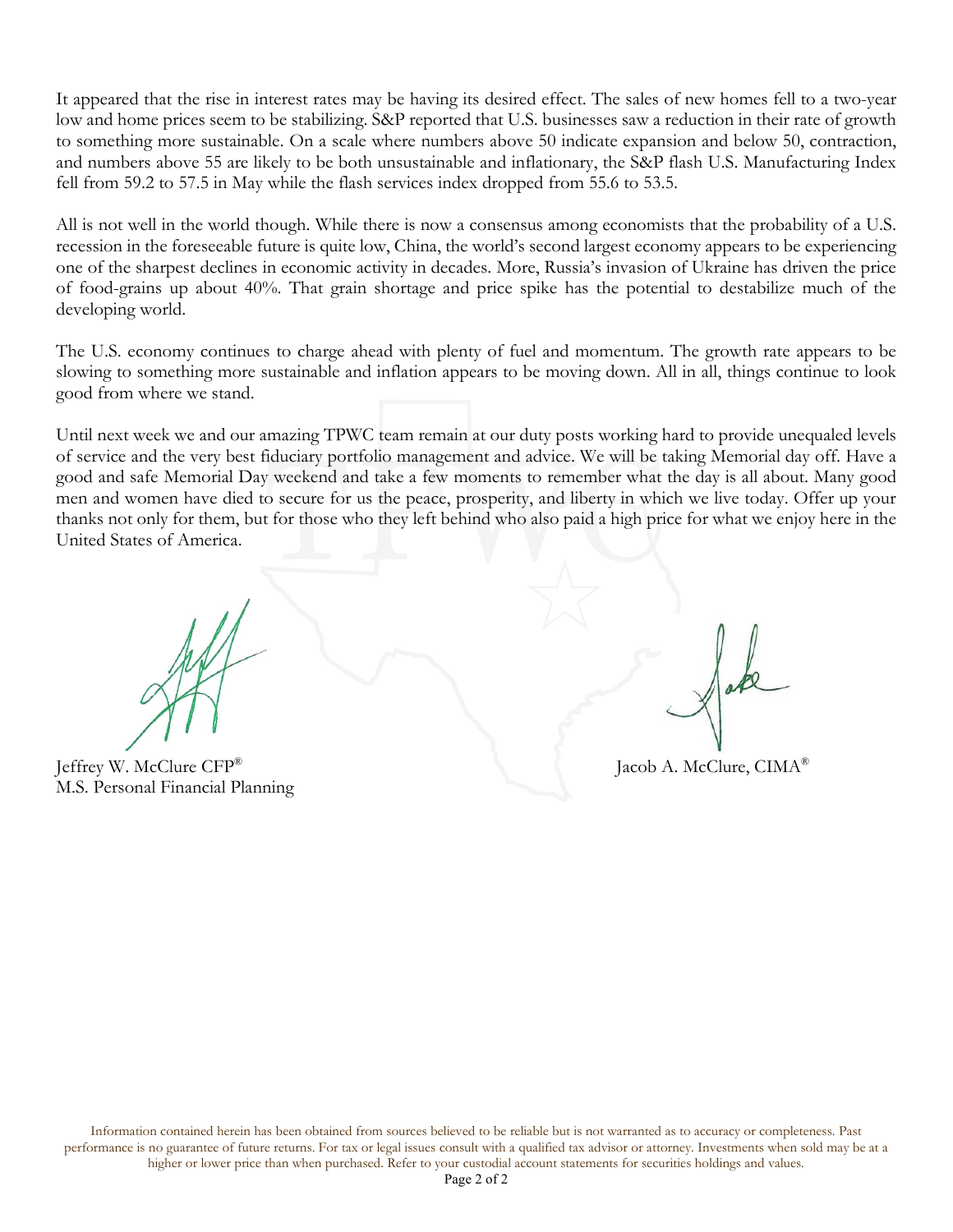It appeared that the rise in interest rates may be having its desired effect. The sales of new homes fell to a two-year low and home prices seem to be stabilizing. S&P reported that U.S. businesses saw a reduction in their rate of growth to something more sustainable. On a scale where numbers above 50 indicate expansion and below 50, contraction, and numbers above 55 are likely to be both unsustainable and inflationary, the S&P flash U.S. Manufacturing Index fell from 59.2 to 57.5 in May while the flash services index dropped from 55.6 to 53.5.

All is not well in the world though. While there is now a consensus among economists that the probability of a U.S. recession in the foreseeable future is quite low, China, the world's second largest economy appears to be experiencing one of the sharpest declines in economic activity in decades. More, Russia's invasion of Ukraine has driven the price of food-grains up about 40%. That grain shortage and price spike has the potential to destabilize much of the developing world.

The U.S. economy continues to charge ahead with plenty of fuel and momentum. The growth rate appears to be slowing to something more sustainable and inflation appears to be moving down. All in all, things continue to look good from where we stand.

Until next week we and our amazing TPWC team remain at our duty posts working hard to provide unequaled levels of service and the very best fiduciary portfolio management and advice. We will be taking Memorial day off. Have a good and safe Memorial Day weekend and take a few moments to remember what the day is all about. Many good men and women have died to secure for us the peace, prosperity, and liberty in which we live today. Offer up your thanks not only for them, but for those who they left behind who also paid a high price for what we enjoy here in the United States of America.

Jeffrey W. McClure CFP®
M.S. Personal Financial Planning

Jacob A. McClure, CIMA®

Information contained herein has been obtained from sources believed to be reliable but is not warranted as to accuracy or completeness. Past performance is no guarantee of future returns. For tax or legal issues consult with a qualified tax advisor or attorney. Investments when sold may be at a higher or lower price than when purchased. Refer to your custodial account statements for securities holdings and values.